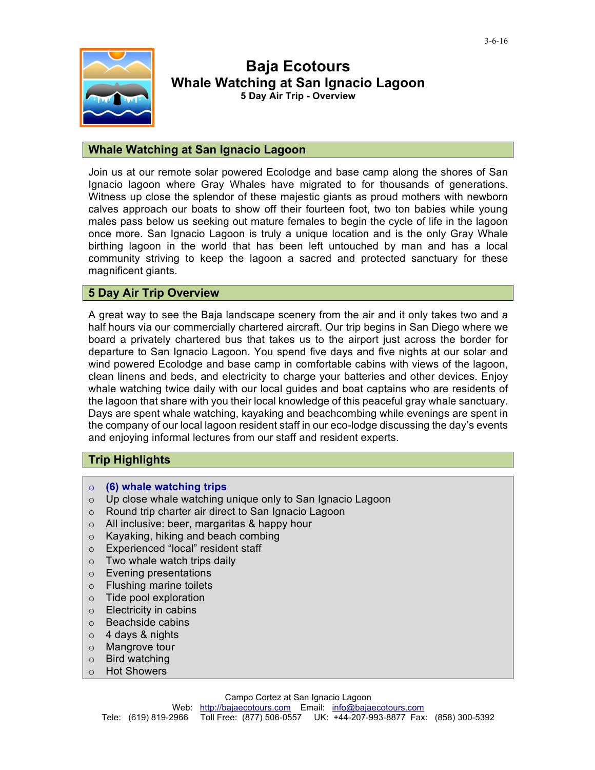3-6-16

# Baja Ecotours

## Whale Watching at San Ignacio Lagoon

### 5 Day Air Trip - Overview

## Whale Watching at San Ignacio Lagoon

Join us at our remote solar powered Ecolodge and base camp along the shores of San Ignacio lagoon where Gray Whales have migrated to for thousands of generations. Witness up close the splendor of these majestic giants as proud mothers with newborn calves approach our boats to show off their fourteen foot, two ton babies while young males pass below us seeking out mature females to begin the cycle of life in the lagoon once more. San Ignacio Lagoon is truly a unique location and is the only Gray Whale birthing lagoon in the world that has been left untouched by man and has a local community striving to keep the lagoon a sacred and protected sanctuary for these magnificent giants.

## 5 Day Air Trip Overview

A great way to see the Baja landscape scenery from the air and it only takes two and a half hours via our commercially chartered aircraft. Our trip begins in San Diego where we board a privately chartered bus that takes us to the airport just across the border for departure to San Ignacio Lagoon. You spend five days and five nights at our solar and wind powered Ecolodge and base camp in comfortable cabins with views of the lagoon, clean linens and beds, and electricity to charge your batteries and other devices. Enjoy whale watching twice daily with our local guides and boat captains who are residents of the lagoon that share with you their local knowledge of this peaceful gray whale sanctuary. Days are spent whale watching, kayaking and beachcombing while evenings are spent in the company of our local lagoon resident staff in our eco-lodge discussing the day's events and enjoying informal lectures from our staff and resident experts.

## Trip Highlights

- **(6) whale watching trips**
- Up close whale watching unique only to San Ignacio Lagoon
- Round trip charter air direct to San Ignacio Lagoon
- All inclusive: beer, margaritas & happy hour
- Kayaking, hiking and beach combing
- Experienced "local" resident staff
- Two whale watch trips daily
- Evening presentations
- Flushing marine toilets
- Tide pool exploration
- Electricity in cabins
- Beachside cabins
- 4 days & nights
- Mangrove tour
- Bird watching
- Hot Showers

Campo Cortez at San Ignacio Lagoon
Web: http://bajaecotours.com Email: info@bajaecotours.com
Tele: (619) 819-2966 Toll Free: (877) 506-0557 UK: +44-207-993-8877 Fax: (858) 300-5392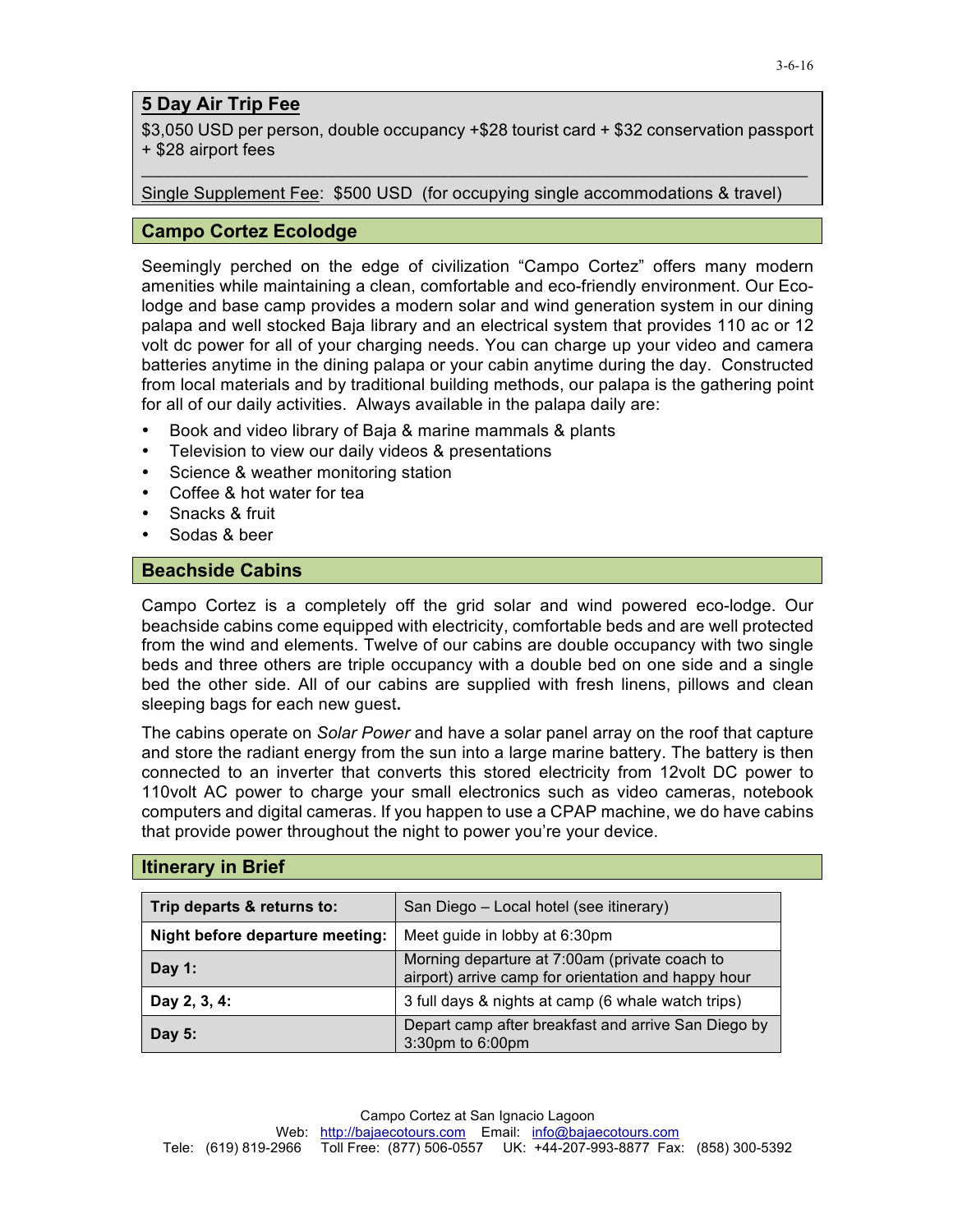## 5 Day Air Trip Fee

$3,050 USD per person, double occupancy +$28 tourist card + $32 conservation passport + $28 airport fees

Single Supplement Fee: $500 USD (for occupying single accommodations & travel)

## Campo Cortez Ecolodge

Seemingly perched on the edge of civilization "Campo Cortez" offers many modern amenities while maintaining a clean, comfortable and eco-friendly environment. Our Eco-lodge and base camp provides a modern solar and wind generation system in our dining palapa and well stocked Baja library and an electrical system that provides 110 ac or 12 volt dc power for all of your charging needs. You can charge up your video and camera batteries anytime in the dining palapa or your cabin anytime during the day. Constructed from local materials and by traditional building methods, our palapa is the gathering point for all of our daily activities. Always available in the palapa daily are:

- Book and video library of Baja & marine mammals & plants
- Television to view our daily videos & presentations
- Science & weather monitoring station
- Coffee & hot water for tea
- Snacks & fruit
- Sodas & beer

## Beachside Cabins

Campo Cortez is a completely off the grid solar and wind powered eco-lodge. Our beachside cabins come equipped with electricity, comfortable beds and are well protected from the wind and elements. Twelve of our cabins are double occupancy with two single beds and three others are triple occupancy with a double bed on one side and a single bed the other side. All of our cabins are supplied with fresh linens, pillows and clean sleeping bags for each new guest.

The cabins operate on *Solar Power* and have a solar panel array on the roof that capture and store the radiant energy from the sun into a large marine battery. The battery is then connected to an inverter that converts this stored electricity from 12volt DC power to 110volt AC power to charge your small electronics such as video cameras, notebook computers and digital cameras. If you happen to use a CPAP machine, we do have cabins that provide power throughout the night to power you're your device.

## Itinerary in Brief

| | |
|---|---|
| **Trip departs & returns to:** | San Diego – Local hotel (see itinerary) |
| **Night before departure meeting:** | Meet guide in lobby at 6:30pm |
| **Day 1:** | Morning departure at 7:00am (private coach to airport) arrive camp for orientation and happy hour |
| **Day 2, 3, 4:** | 3 full days & nights at camp (6 whale watch trips) |
| **Day 5:** | Depart camp after breakfast and arrive San Diego by 3:30pm to 6:00pm |

Campo Cortez at San Ignacio Lagoon
Web: http://bajaecotours.com Email: info@bajaecotours.com
Tele: (619) 819-2966 Toll Free: (877) 506-0557 UK: +44-207-993-8877 Fax: (858) 300-5392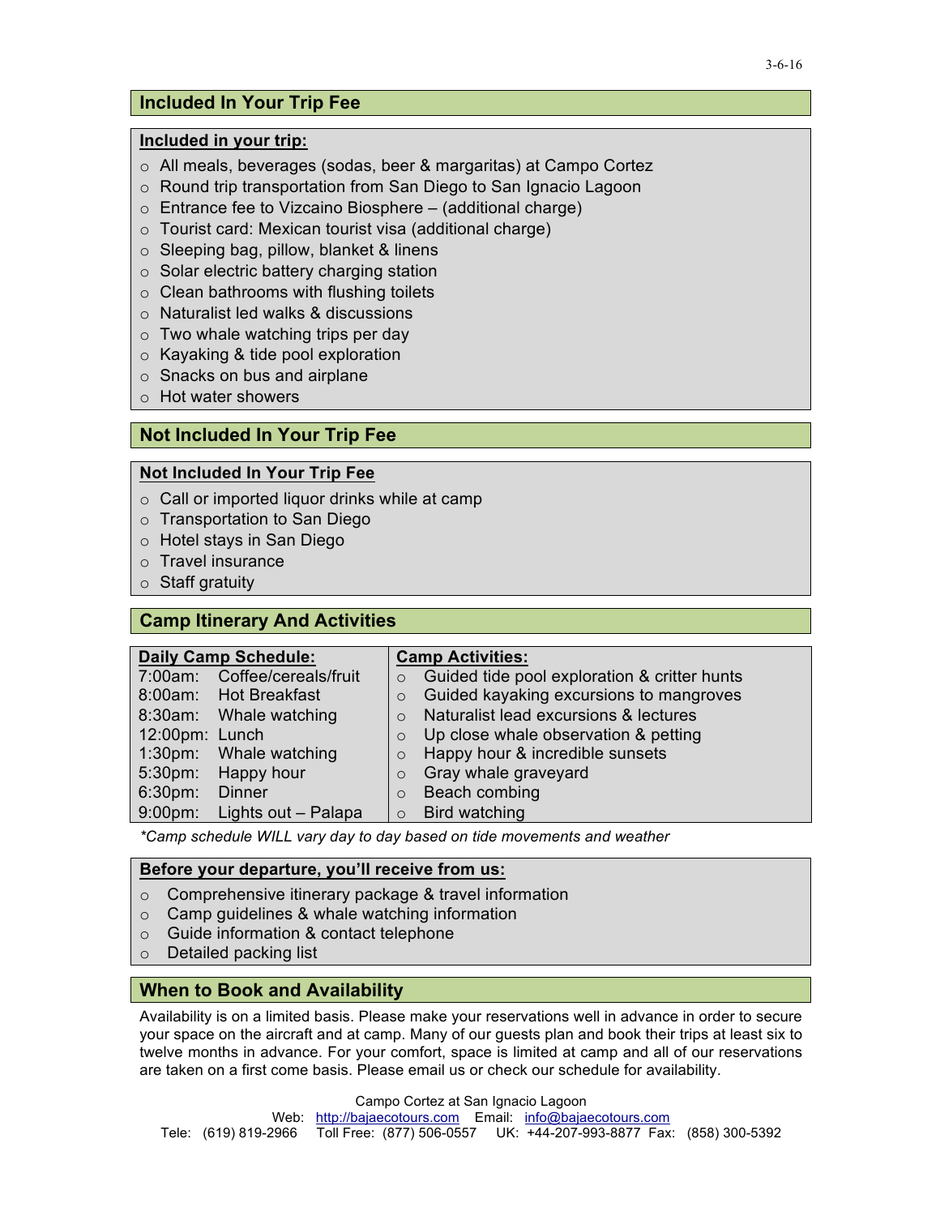## Included In Your Trip Fee

**Included in your trip:**

- All meals, beverages (sodas, beer & margaritas) at Campo Cortez
- Round trip transportation from San Diego to San Ignacio Lagoon
- Entrance fee to Vizcaino Biosphere – (additional charge)
- Tourist card: Mexican tourist visa (additional charge)
- Sleeping bag, pillow, blanket & linens
- Solar electric battery charging station
- Clean bathrooms with flushing toilets
- Naturalist led walks & discussions
- Two whale watching trips per day
- Kayaking & tide pool exploration
- Snacks on bus and airplane
- Hot water showers

## Not Included In Your Trip Fee

**Not Included In Your Trip Fee**

- Call or imported liquor drinks while at camp
- Transportation to San Diego
- Hotel stays in San Diego
- Travel insurance
- Staff gratuity

## Camp Itinerary And Activities

**Daily Camp Schedule:**

| | |
|---|---|
| 7:00am: | Coffee/cereals/fruit |
| 8:00am: | Hot Breakfast |
| 8:30am: | Whale watching |
| 12:00pm: | Lunch |
| 1:30pm: | Whale watching |
| 5:30pm: | Happy hour |
| 6:30pm: | Dinner |
| 9:00pm: | Lights out – Palapa |

**Camp Activities:**

- Guided tide pool exploration & critter hunts
- Guided kayaking excursions to mangroves
- Naturalist lead excursions & lectures
- Up close whale observation & petting
- Happy hour & incredible sunsets
- Gray whale graveyard
- Beach combing
- Bird watching

*\*Camp schedule WILL vary day to day based on tide movements and weather*

**Before your departure, you'll receive from us:**

- Comprehensive itinerary package & travel information
- Camp guidelines & whale watching information
- Guide information & contact telephone
- Detailed packing list

## When to Book and Availability

Availability is on a limited basis. Please make your reservations well in advance in order to secure your space on the aircraft and at camp. Many of our guests plan and book their trips at least six to twelve months in advance. For your comfort, space is limited at camp and all of our reservations are taken on a first come basis. Please email us or check our schedule for availability.

Campo Cortez at San Ignacio Lagoon
Web: http://bajaecotours.com Email: info@bajaecotours.com
Tele: (619) 819-2966 Toll Free: (877) 506-0557 UK: +44-207-993-8877 Fax: (858) 300-5392